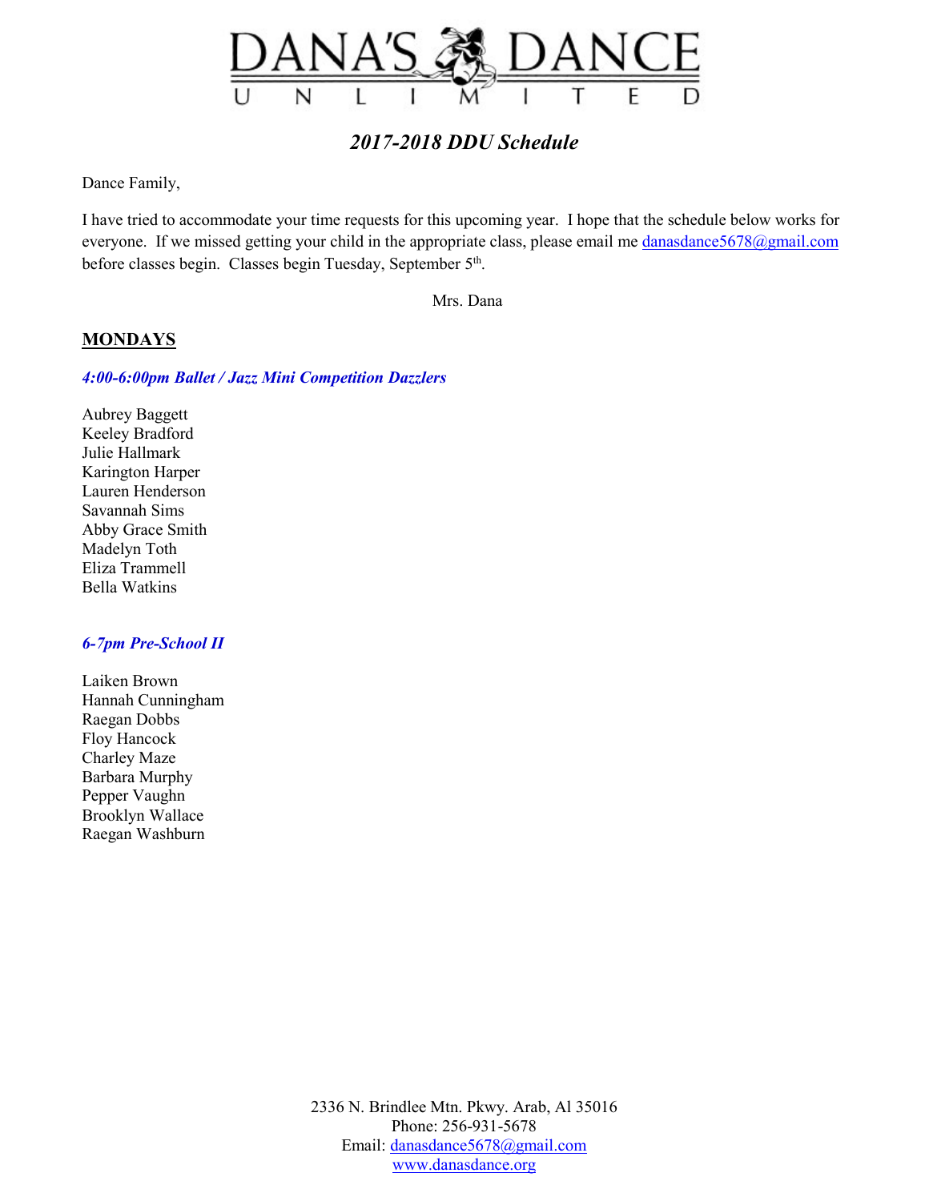# DANA'S DANCE UNLIMITED

## *2017-2018 DDU Schedule*

Dance Family,

I have tried to accommodate your time requests for this upcoming year. I hope that the schedule below works for everyone. If we missed getting your child in the appropriate class, please email me danasdance5678@gmail.com before classes begin. Classes begin Tuesday, September 5th.

Mrs. Dana

## MONDAYS

### *4:00-6:00pm Ballet / Jazz Mini Competition Dazzlers*

Aubrey Baggett
Keeley Bradford
Julie Hallmark
Karington Harper
Lauren Henderson
Savannah Sims
Abby Grace Smith
Madelyn Toth
Eliza Trammell
Bella Watkins

### *6-7pm Pre-School II*

Laiken Brown
Hannah Cunningham
Raegan Dobbs
Floy Hancock
Charley Maze
Barbara Murphy
Pepper Vaughn
Brooklyn Wallace
Raegan Washburn

2336 N. Brindlee Mtn. Pkwy. Arab, Al 35016
Phone: 256-931-5678
Email: danasdance5678@gmail.com
www.danasdance.org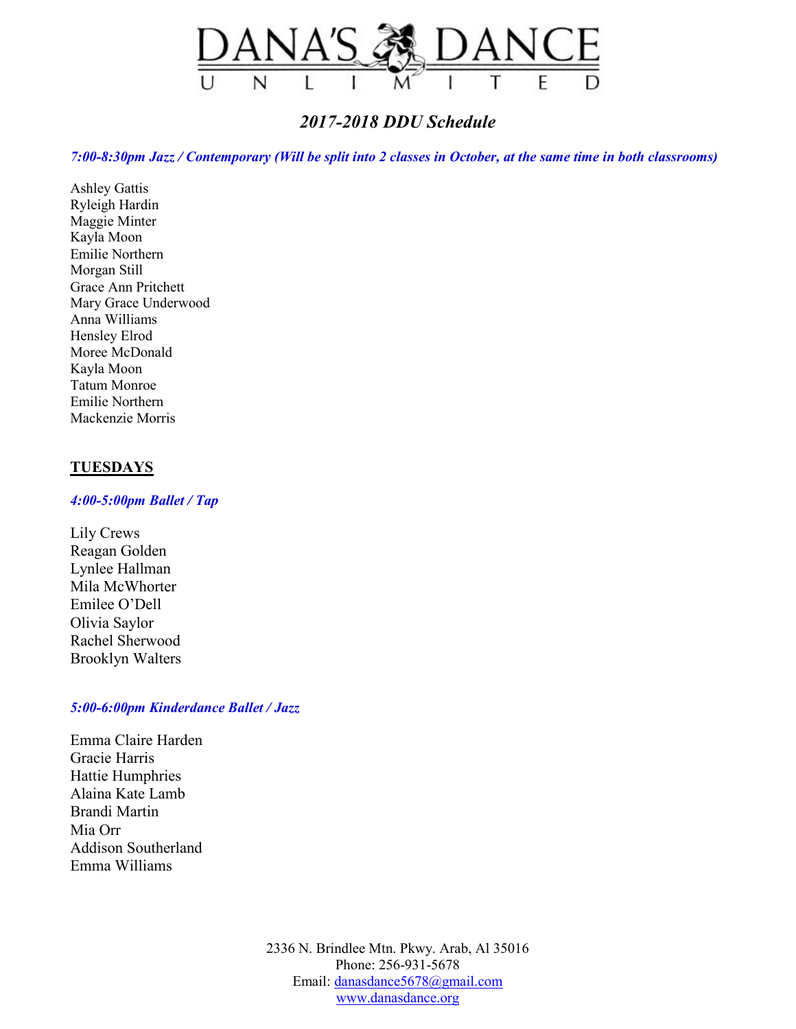# DANA'S DANCE UNLIMITED

## *2017-2018 DDU Schedule*

***7:00-8:30pm Jazz / Contemporary (Will be split into 2 classes in October, at the same time in both classrooms)***

Ashley Gattis
Ryleigh Hardin
Maggie Minter
Kayla Moon
Emilie Northern
Morgan Still
Grace Ann Pritchett
Mary Grace Underwood
Anna Williams
Hensley Elrod
Moree McDonald
Kayla Moon
Tatum Monroe
Emilie Northern
Mackenzie Morris

## TUESDAYS

***4:00-5:00pm Ballet / Tap***

Lily Crews
Reagan Golden
Lynlee Hallman
Mila McWhorter
Emilee O'Dell
Olivia Saylor
Rachel Sherwood
Brooklyn Walters

***5:00-6:00pm Kinderdance Ballet / Jazz***

Emma Claire Harden
Gracie Harris
Hattie Humphries
Alaina Kate Lamb
Brandi Martin
Mia Orr
Addison Southerland
Emma Williams

2336 N. Brindlee Mtn. Pkwy. Arab, Al 35016
Phone: 256-931-5678
Email: danasdance5678@gmail.com
www.danasdance.org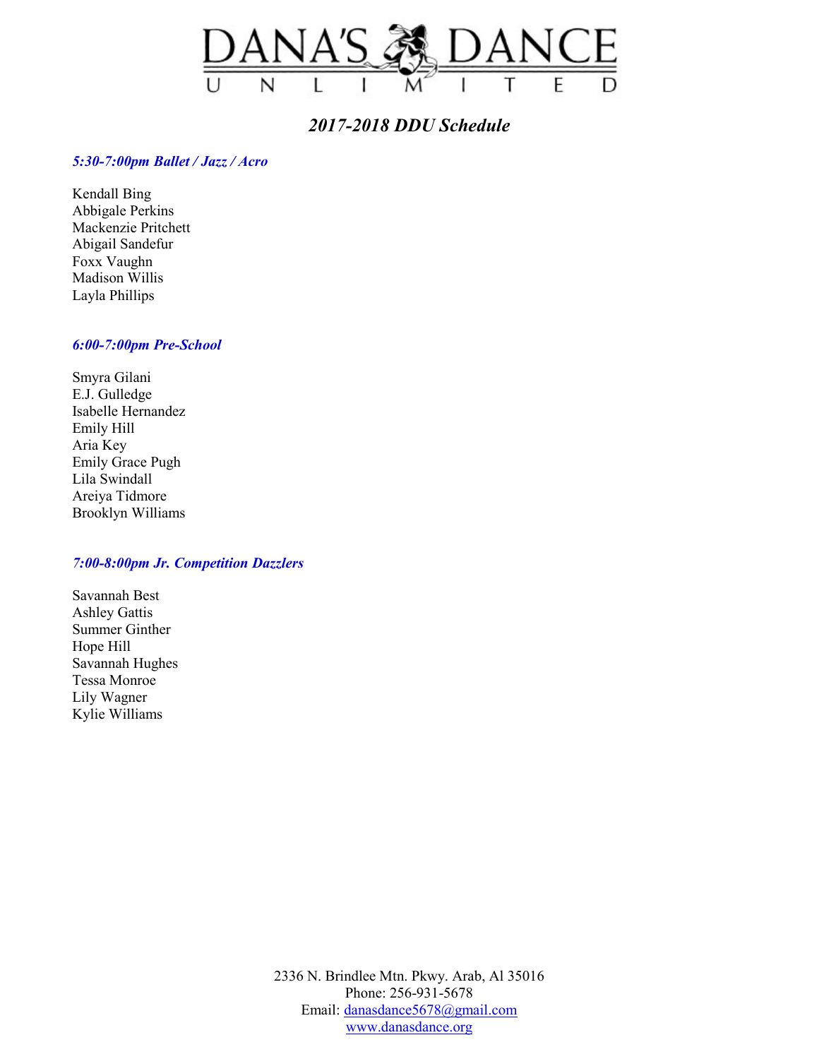# DANA'S DANCE UNLIMITED

## *2017-2018 DDU Schedule*

### *5:30-7:00pm Ballet / Jazz / Acro*

Kendall Bing
Abbigale Perkins
Mackenzie Pritchett
Abigail Sandefur
Foxx Vaughn
Madison Willis
Layla Phillips

### *6:00-7:00pm Pre-School*

Smyra Gilani
E.J. Gulledge
Isabelle Hernandez
Emily Hill
Aria Key
Emily Grace Pugh
Lila Swindall
Areiya Tidmore
Brooklyn Williams

### *7:00-8:00pm Jr. Competition Dazzlers*

Savannah Best
Ashley Gattis
Summer Ginther
Hope Hill
Savannah Hughes
Tessa Monroe
Lily Wagner
Kylie Williams

2336 N. Brindlee Mtn. Pkwy. Arab, Al 35016
Phone: 256-931-5678
Email: danasdance5678@gmail.com
www.danasdance.org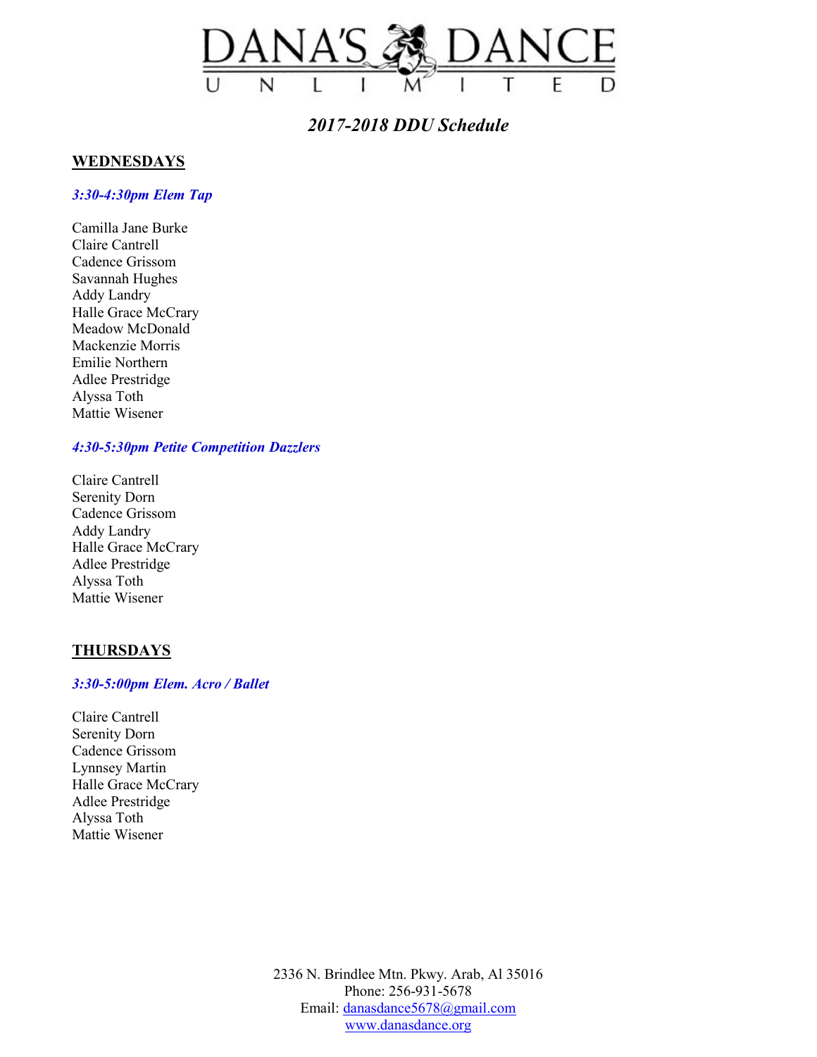# DANA'S DANCE UNLIMITED

## *2017-2018 DDU Schedule*

**WEDNESDAYS**

***3:30-4:30pm Elem Tap***

Camilla Jane Burke
Claire Cantrell
Cadence Grissom
Savannah Hughes
Addy Landry
Halle Grace McCrary
Meadow McDonald
Mackenzie Morris
Emilie Northern
Adlee Prestridge
Alyssa Toth
Mattie Wisener

***4:30-5:30pm Petite Competition Dazzlers***

Claire Cantrell
Serenity Dorn
Cadence Grissom
Addy Landry
Halle Grace McCrary
Adlee Prestridge
Alyssa Toth
Mattie Wisener

**THURSDAYS**

***3:30-5:00pm Elem. Acro / Ballet***

Claire Cantrell
Serenity Dorn
Cadence Grissom
Lynnsey Martin
Halle Grace McCrary
Adlee Prestridge
Alyssa Toth
Mattie Wisener

2336 N. Brindlee Mtn. Pkwy. Arab, Al 35016
Phone: 256-931-5678
Email: danasdance5678@gmail.com
www.danasdance.org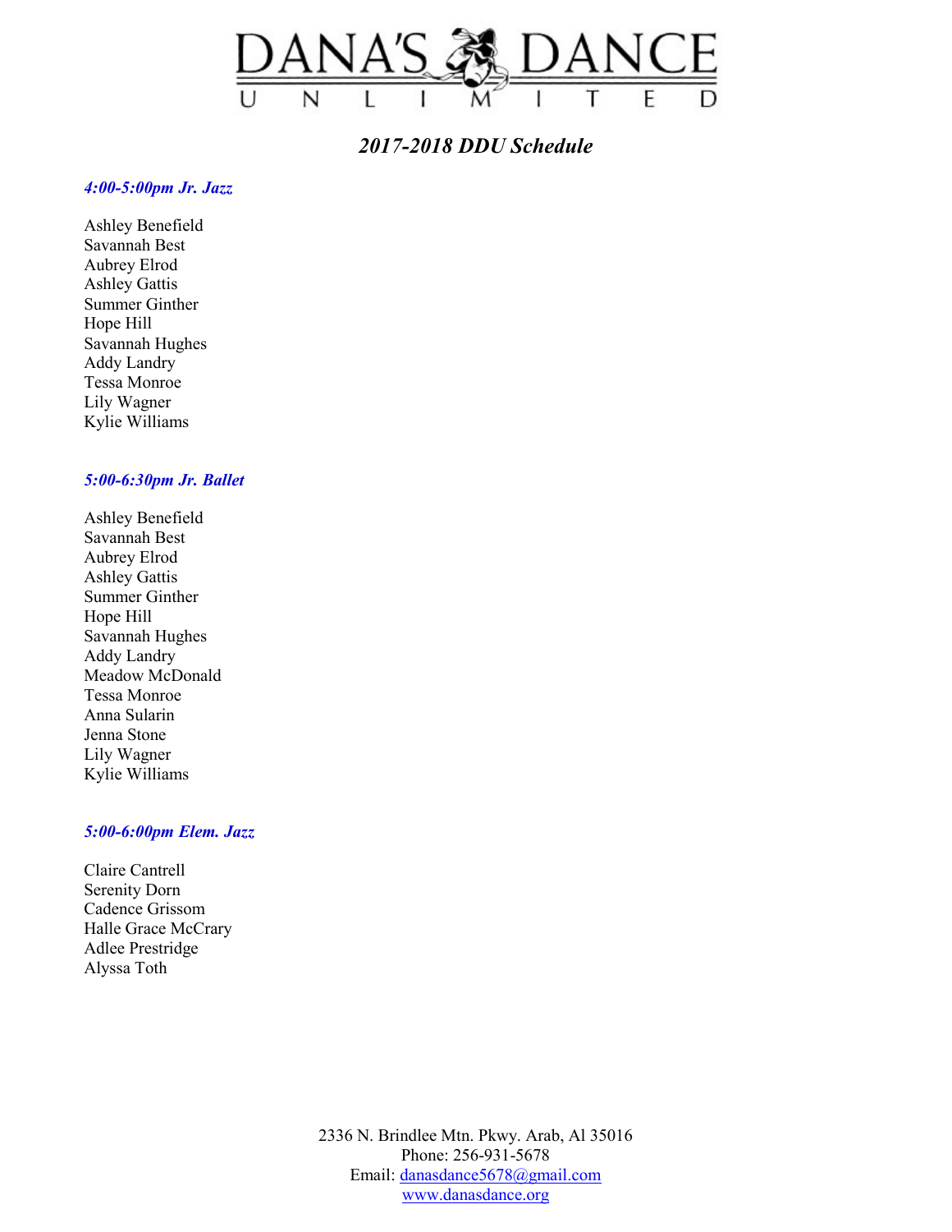# DANA'S DANCE UNLIMITED

## *2017-2018 DDU Schedule*

### *4:00-5:00pm Jr. Jazz*

Ashley Benefield
Savannah Best
Aubrey Elrod
Ashley Gattis
Summer Ginther
Hope Hill
Savannah Hughes
Addy Landry
Tessa Monroe
Lily Wagner
Kylie Williams

### *5:00-6:30pm Jr. Ballet*

Ashley Benefield
Savannah Best
Aubrey Elrod
Ashley Gattis
Summer Ginther
Hope Hill
Savannah Hughes
Addy Landry
Meadow McDonald
Tessa Monroe
Anna Sularin
Jenna Stone
Lily Wagner
Kylie Williams

### *5:00-6:00pm Elem. Jazz*

Claire Cantrell
Serenity Dorn
Cadence Grissom
Halle Grace McCrary
Adlee Prestridge
Alyssa Toth

2336 N. Brindlee Mtn. Pkwy. Arab, Al 35016
Phone: 256-931-5678
Email: danasdance5678@gmail.com
www.danasdance.org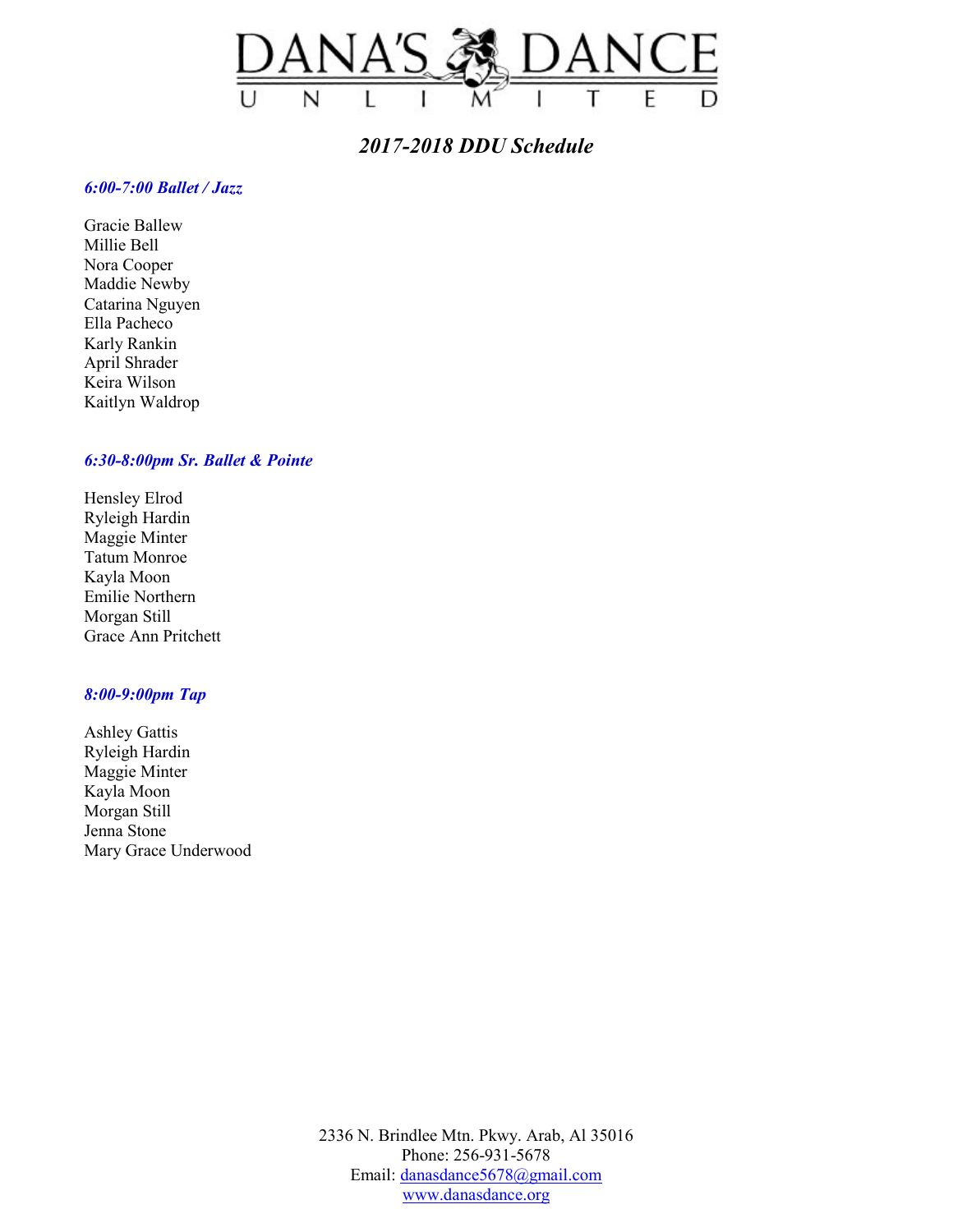# DANA'S DANCE UNLIMITED

## *2017-2018 DDU Schedule*

***6:00-7:00 Ballet / Jazz***

Gracie Ballew  
Millie Bell  
Nora Cooper  
Maddie Newby  
Catarina Nguyen  
Ella Pacheco  
Karly Rankin  
April Shrader  
Keira Wilson  
Kaitlyn Waldrop

***6:30-8:00pm Sr. Ballet & Pointe***

Hensley Elrod  
Ryleigh Hardin  
Maggie Minter  
Tatum Monroe  
Kayla Moon  
Emilie Northern  
Morgan Still  
Grace Ann Pritchett

***8:00-9:00pm Tap***

Ashley Gattis  
Ryleigh Hardin  
Maggie Minter  
Kayla Moon  
Morgan Still  
Jenna Stone  
Mary Grace Underwood

2336 N. Brindlee Mtn. Pkwy. Arab, Al 35016  
Phone: 256-931-5678  
Email: danasdance5678@gmail.com  
www.danasdance.org